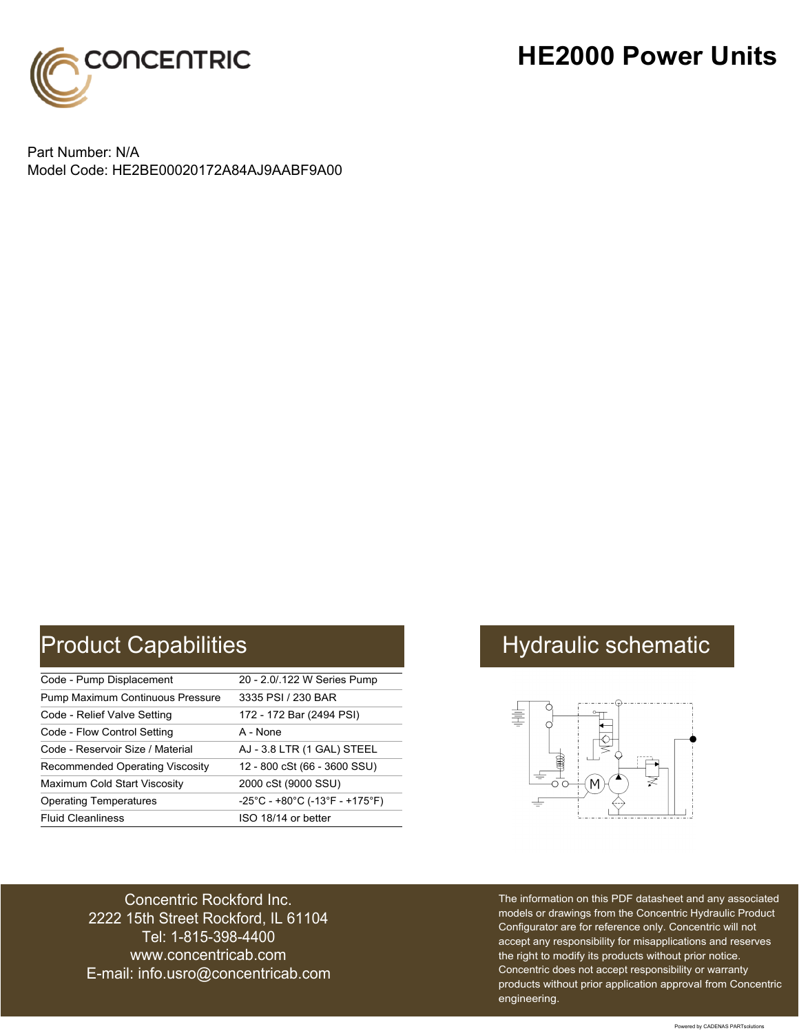# HE2000 Power Units

CONCENTRIC

Part Number: N/A
Model Code: HE2BE00020172A84AJ9AABF9A00

## Product Capabilities

| | |
|---|---|
| Code - Pump Displacement | 20 - 2.0/.122 W Series Pump |
| Pump Maximum Continuous Pressure | 3335 PSI / 230 BAR |
| Code - Relief Valve Setting | 172 - 172 Bar (2494 PSI) |
| Code - Flow Control Setting | A - None |
| Code - Reservoir Size / Material | AJ - 3.8 LTR (1 GAL) STEEL |
| Recommended Operating Viscosity | 12 - 800 cSt (66 - 3600 SSU) |
| Maximum Cold Start Viscosity | 2000 cSt (9000 SSU) |
| Operating Temperatures | -25°C - +80°C (-13°F - +175°F) |
| Fluid Cleanliness | ISO 18/14 or better |

## Hydraulic schematic

Concentric Rockford Inc.
2222 15th Street Rockford, IL 61104
Tel: 1-815-398-4400
www.concentricab.com
E-mail: info.usro@concentricab.com

The information on this PDF datasheet and any associated models or drawings from the Concentric Hydraulic Product Configurator are for reference only. Concentric will not accept any responsibility for misapplications and reserves the right to modify its products without prior notice. Concentric does not accept responsibility or warranty products without prior application approval from Concentric engineering.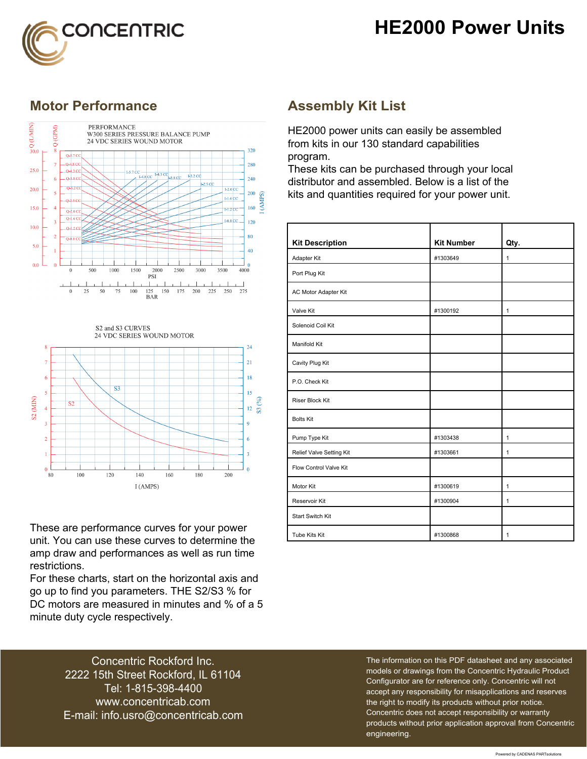# HE2000 Power Units

## Motor Performance

These are performance curves for your power unit. You can use these curves to determine the amp draw and performances as well as run time restrictions.
For these charts, start on the horizontal axis and go up to find you parameters. THE S2/S3 % for DC motors are measured in minutes and % of a 5 minute duty cycle respectively.

## Assembly Kit List

HE2000 power units can easily be assembled from kits in our 130 standard capabilities program.
These kits can be purchased through your local distributor and assembled. Below is a list of the kits and quantities required for your power unit.

| Kit Description | Kit Number | Qty. |
|---|---|---|
| Adapter Kit | #1303649 | 1 |
| Port Plug Kit | | |
| AC Motor Adapter Kit | | |
| Valve Kit | #1300192 | 1 |
| Solenoid Coil Kit | | |
| Manifold Kit | | |
| Cavity Plug Kit | | |
| P.O. Check Kit | | |
| Riser Block Kit | | |
| Bolts Kit | | |
| Pump Type Kit | #1303438 | 1 |
| Relief Valve Setting Kit | #1303661 | 1 |
| Flow Control Valve Kit | | |
| Motor Kit | #1300619 | 1 |
| Reservoir Kit | #1300904 | 1 |
| Start Switch Kit | | |
| Tube Kits Kit | #1300868 | 1 |

Concentric Rockford Inc.
2222 15th Street Rockford, IL 61104
Tel: 1-815-398-4400
www.concentricab.com
E-mail: info.usro@concentricab.com

The information on this PDF datasheet and any associated models or drawings from the Concentric Hydraulic Product Configurator are for reference only. Concentric will not accept any responsibility for misapplications and reserves the right to modify its products without prior notice. Concentric does not accept responsibility or warranty products without prior application approval from Concentric engineering.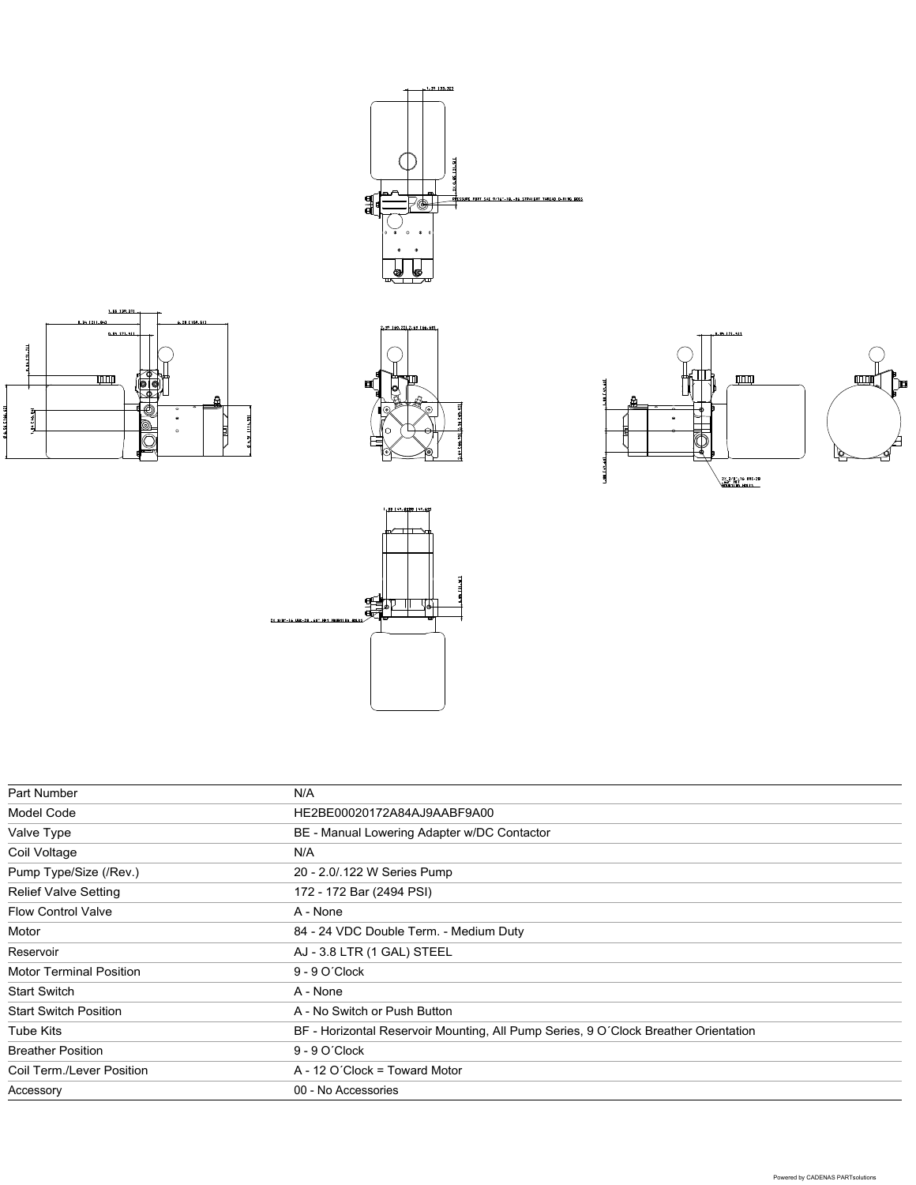| | |
|---|---|
| Part Number | N/A |
| Model Code | HE2BE00020172A84AJ9AABF9A00 |
| Valve Type | BE - Manual Lowering Adapter w/DC Contactor |
| Coil Voltage | N/A |
| Pump Type/Size (/Rev.) | 20 - 2.0/.122 W Series Pump |
| Relief Valve Setting | 172 - 172 Bar (2494 PSI) |
| Flow Control Valve | A - None |
| Motor | 84 - 24 VDC Double Term. - Medium Duty |
| Reservoir | AJ - 3.8 LTR (1 GAL) STEEL |
| Motor Terminal Position | 9 - 9 O´Clock |
| Start Switch | A - None |
| Start Switch Position | A - No Switch or Push Button |
| Tube Kits | BF - Horizontal Reservoir Mounting, All Pump Series, 9 O´Clock Breather Orientation |
| Breather Position | 9 - 9 O´Clock |
| Coil Term./Lever Position | A - 12 O´Clock = Toward Motor |
| Accessory | 00 - No Accessories |

Powered by CADENAS PARTsolutions